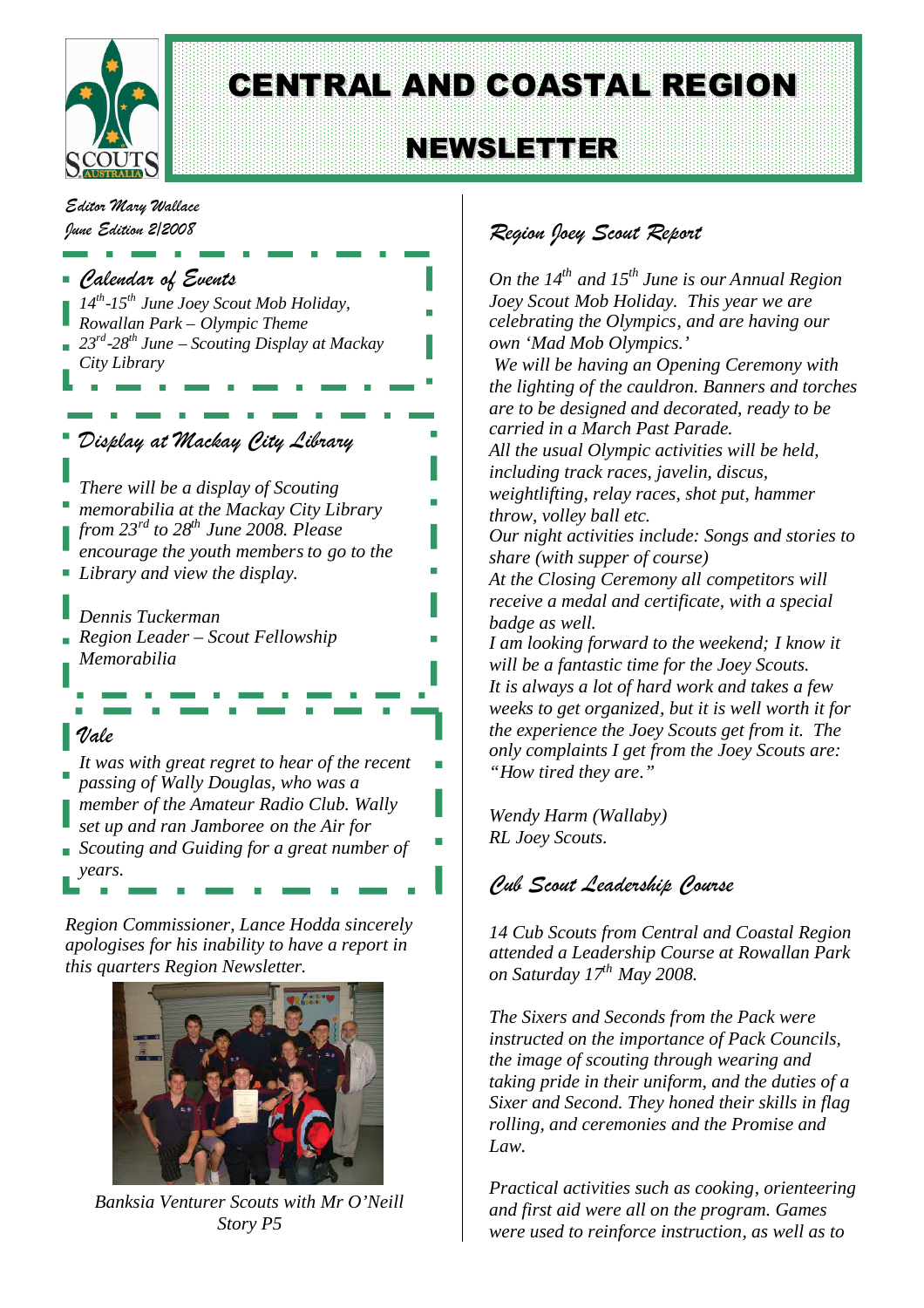# CENTRAL AND COASTAL REGION

# NEWSLETTER

*Editor Mary Wallace*
*June Edition 2/2008*

## Calendar of Events

*14th-15th June Joey Scout Mob Holiday, Rowallan Park – Olympic Theme*
*23rd-28th June – Scouting Display at Mackay City Library*

## Display at Mackay City Library

*There will be a display of Scouting memorabilia at the Mackay City Library from 23rd to 28th June 2008. Please encourage the youth members to go to the Library and view the display.*

*Dennis Tuckerman*
*Region Leader – Scout Fellowship Memorabilia*

## Vale

*It was with great regret to hear of the recent passing of Wally Douglas, who was a member of the Amateur Radio Club. Wally set up and ran Jamboree on the Air for Scouting and Guiding for a great number of years.*

*Region Commissioner, Lance Hodda sincerely apologises for his inability to have a report in this quarters Region Newsletter.*

*Banksia Venturer Scouts with Mr O'Neill Story P5*

## Region Joey Scout Report

*On the 14th and 15th June is our Annual Region Joey Scout Mob Holiday. This year we are celebrating the Olympics, and are having our own 'Mad Mob Olympics.'*
*We will be having an Opening Ceremony with the lighting of the cauldron. Banners and torches are to be designed and decorated, ready to be carried in a March Past Parade.*
*All the usual Olympic activities will be held, including track races, javelin, discus, weightlifting, relay races, shot put, hammer throw, volley ball etc.*
*Our night activities include: Songs and stories to share (with supper of course)*
*At the Closing Ceremony all competitors will receive a medal and certificate, with a special badge as well.*
*I am looking forward to the weekend; I know it will be a fantastic time for the Joey Scouts.*
*It is always a lot of hard work and takes a few weeks to get organized, but it is well worth it for the experience the Joey Scouts get from it. The only complaints I get from the Joey Scouts are: "How tired they are."*

*Wendy Harm (Wallaby)*
*RL Joey Scouts.*

## Cub Scout Leadership Course

*14 Cub Scouts from Central and Coastal Region attended a Leadership Course at Rowallan Park on Saturday 17th May 2008.*

*The Sixers and Seconds from the Pack were instructed on the importance of Pack Councils, the image of scouting through wearing and taking pride in their uniform, and the duties of a Sixer and Second. They honed their skills in flag rolling, and ceremonies and the Promise and Law.*

*Practical activities such as cooking, orienteering and first aid were all on the program. Games were used to reinforce instruction, as well as to*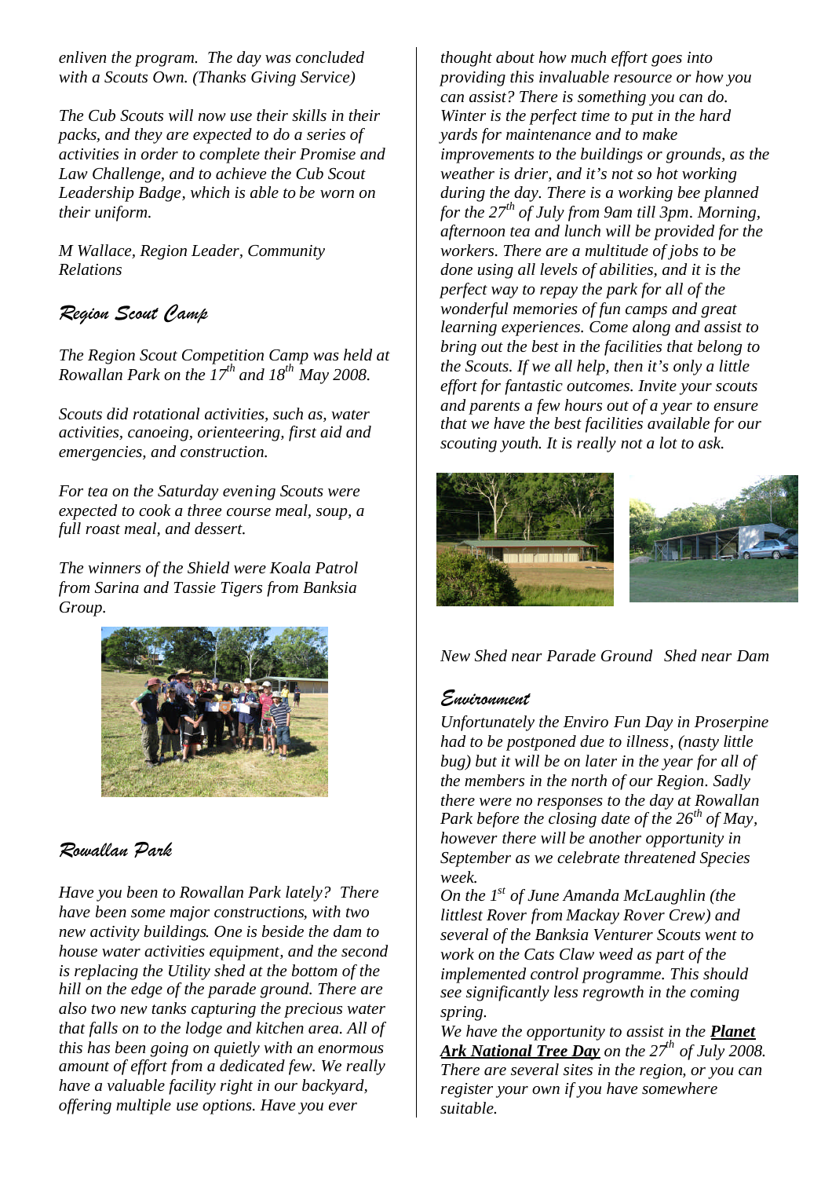*enliven the program. The day was concluded with a Scouts Own. (Thanks Giving Service)*

*The Cub Scouts will now use their skills in their packs, and they are expected to do a series of activities in order to complete their Promise and Law Challenge, and to achieve the Cub Scout Leadership Badge, which is able to be worn on their uniform.*

*M Wallace, Region Leader, Community Relations*

## *Region Scout Camp*

*The Region Scout Competition Camp was held at Rowallan Park on the 17th and 18th May 2008.*

*Scouts did rotational activities, such as, water activities, canoeing, orienteering, first aid and emergencies, and construction.*

*For tea on the Saturday evening Scouts were expected to cook a three course meal, soup, a full roast meal, and dessert.*

*The winners of the Shield were Koala Patrol from Sarina and Tassie Tigers from Banksia Group.*

## *Rowallan Park*

*Have you been to Rowallan Park lately? There have been some major constructions, with two new activity buildings. One is beside the dam to house water activities equipment, and the second is replacing the Utility shed at the bottom of the hill on the edge of the parade ground. There are also two new tanks capturing the precious water that falls on to the lodge and kitchen area. All of this has been going on quietly with an enormous amount of effort from a dedicated few. We really have a valuable facility right in our backyard, offering multiple use options. Have you ever thought about how much effort goes into providing this invaluable resource or how you can assist? There is something you can do. Winter is the perfect time to put in the hard yards for maintenance and to make improvements to the buildings or grounds, as the weather is drier, and it's not so hot working during the day. There is a working bee planned for the 27th of July from 9am till 3pm. Morning, afternoon tea and lunch will be provided for the workers. There are a multitude of jobs to be done using all levels of abilities, and it is the perfect way to repay the park for all of the wonderful memories of fun camps and great learning experiences. Come along and assist to bring out the best in the facilities that belong to the Scouts. If we all help, then it's only a little effort for fantastic outcomes. Invite your scouts and parents a few hours out of a year to ensure that we have the best facilities available for our scouting youth. It is really not a lot to ask.*

*New Shed near Parade Ground Shed near Dam*

## *Environment*

*Unfortunately the Enviro Fun Day in Proserpine had to be postponed due to illness, (nasty little bug) but it will be on later in the year for all of the members in the north of our Region. Sadly there were no responses to the day at Rowallan Park before the closing date of the 26th of May, however there will be another opportunity in September as we celebrate threatened Species week.*

*On the 1st of June Amanda McLaughlin (the littlest Rover from Mackay Rover Crew) and several of the Banksia Venturer Scouts went to work on the Cats Claw weed as part of the implemented control programme. This should see significantly less regrowth in the coming spring.*

*We have the opportunity to assist in the* ***Planet Ark National Tree Day*** *on the 27th of July 2008. There are several sites in the region, or you can register your own if you have somewhere suitable.*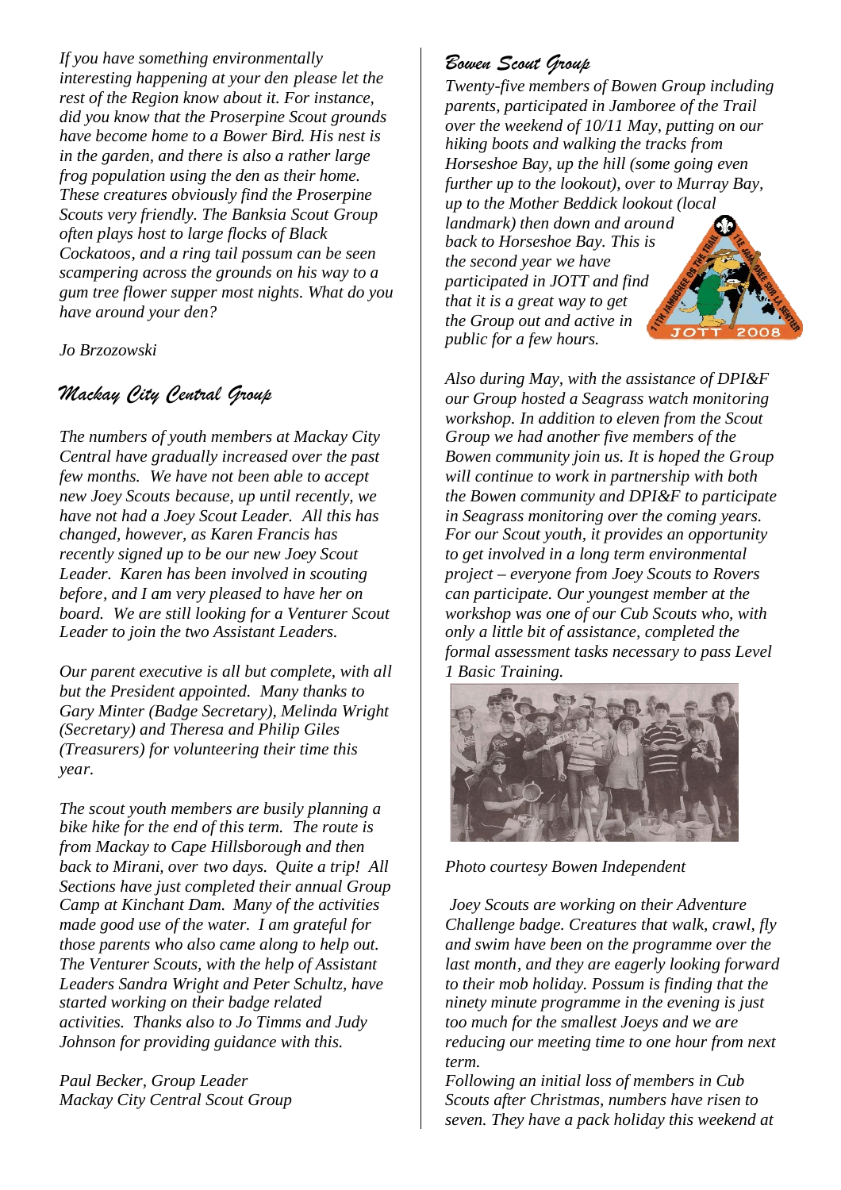*If you have something environmentally interesting happening at your den please let the rest of the Region know about it. For instance, did you know that the Proserpine Scout grounds have become home to a Bower Bird. His nest is in the garden, and there is also a rather large frog population using the den as their home. These creatures obviously find the Proserpine Scouts very friendly. The Banksia Scout Group often plays host to large flocks of Black Cockatoos, and a ring tail possum can be seen scampering across the grounds on his way to a gum tree flower supper most nights. What do you have around your den?*

*Jo Brzozowski*

## *Mackay City Central Group*

*The numbers of youth members at Mackay City Central have gradually increased over the past few months. We have not been able to accept new Joey Scouts because, up until recently, we have not had a Joey Scout Leader. All this has changed, however, as Karen Francis has recently signed up to be our new Joey Scout Leader. Karen has been involved in scouting before, and I am very pleased to have her on board. We are still looking for a Venturer Scout Leader to join the two Assistant Leaders.*

*Our parent executive is all but complete, with all but the President appointed. Many thanks to Gary Minter (Badge Secretary), Melinda Wright (Secretary) and Theresa and Philip Giles (Treasurers) for volunteering their time this year.*

*The scout youth members are busily planning a bike hike for the end of this term. The route is from Mackay to Cape Hillsborough and then back to Mirani, over two days. Quite a trip! All Sections have just completed their annual Group Camp at Kinchant Dam. Many of the activities made good use of the water. I am grateful for those parents who also came along to help out. The Venturer Scouts, with the help of Assistant Leaders Sandra Wright and Peter Schultz, have started working on their badge related activities. Thanks also to Jo Timms and Judy Johnson for providing guidance with this.*

*Paul Becker, Group Leader*
*Mackay City Central Scout Group*

## *Bowen Scout Group*

*Twenty-five members of Bowen Group including parents, participated in Jamboree of the Trail over the weekend of 10/11 May, putting on our hiking boots and walking the tracks from Horseshoe Bay, up the hill (some going even further up to the lookout), over to Murray Bay, up to the Mother Beddick lookout (local landmark) then down and around back to Horseshoe Bay. This is the second year we have participated in JOTT and find that it is a great way to get the Group out and active in public for a few hours.*

*Also during May, with the assistance of DPI&F our Group hosted a Seagrass watch monitoring workshop. In addition to eleven from the Scout Group we had another five members of the Bowen community join us. It is hoped the Group will continue to work in partnership with both the Bowen community and DPI&F to participate in Seagrass monitoring over the coming years. For our Scout youth, it provides an opportunity to get involved in a long term environmental project – everyone from Joey Scouts to Rovers can participate. Our youngest member at the workshop was one of our Cub Scouts who, with only a little bit of assistance, completed the formal assessment tasks necessary to pass Level 1 Basic Training.*

*Photo courtesy Bowen Independent*

*Joey Scouts are working on their Adventure Challenge badge. Creatures that walk, crawl, fly and swim have been on the programme over the last month, and they are eagerly looking forward to their mob holiday. Possum is finding that the ninety minute programme in the evening is just too much for the smallest Joeys and we are reducing our meeting time to one hour from next term.*

*Following an initial loss of members in Cub Scouts after Christmas, numbers have risen to seven. They have a pack holiday this weekend at*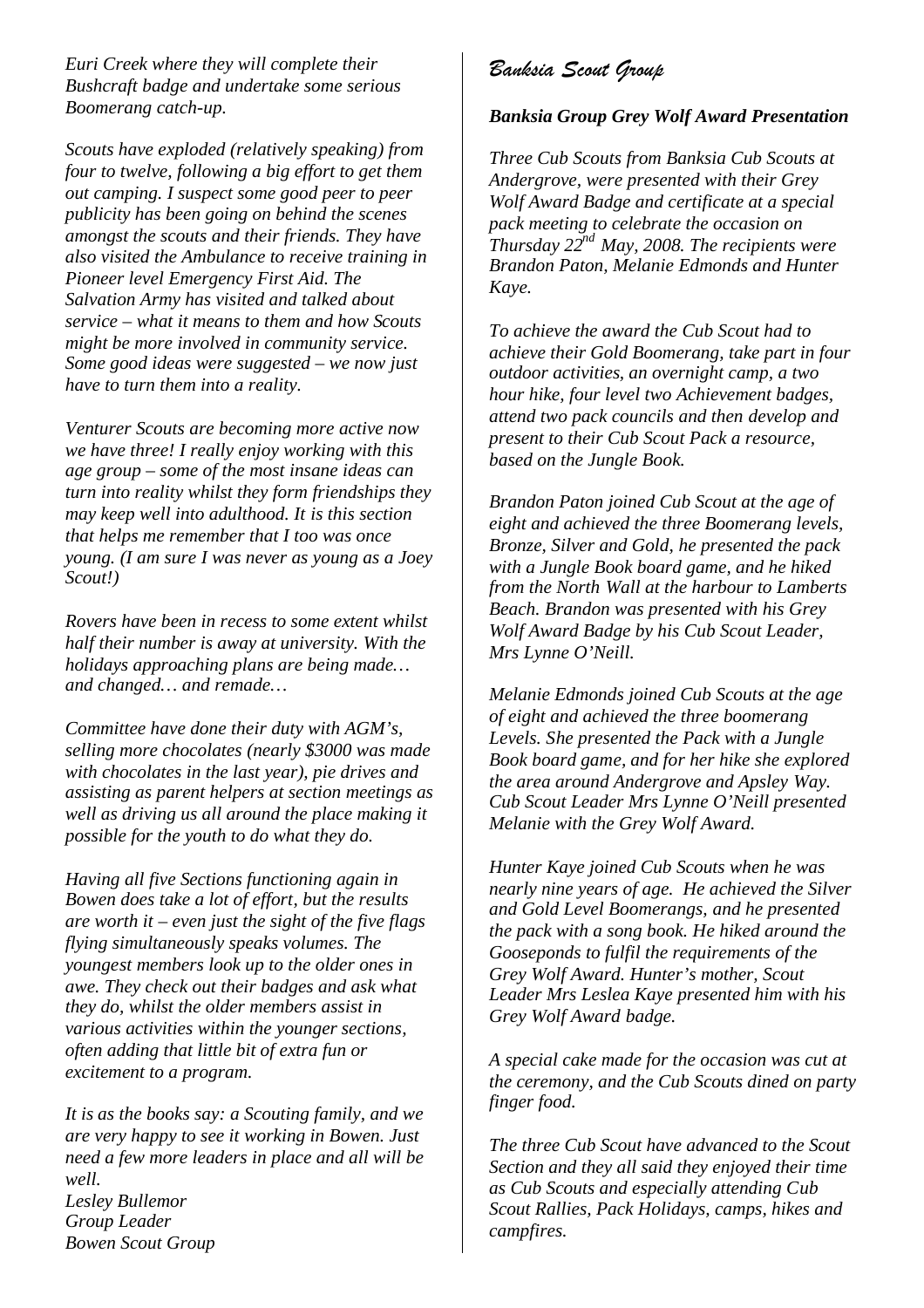*Euri Creek where they will complete their Bushcraft badge and undertake some serious Boomerang catch-up.*

*Scouts have exploded (relatively speaking) from four to twelve, following a big effort to get them out camping. I suspect some good peer to peer publicity has been going on behind the scenes amongst the scouts and their friends. They have also visited the Ambulance to receive training in Pioneer level Emergency First Aid. The Salvation Army has visited and talked about service – what it means to them and how Scouts might be more involved in community service. Some good ideas were suggested – we now just have to turn them into a reality.*

*Venturer Scouts are becoming more active now we have three! I really enjoy working with this age group – some of the most insane ideas can turn into reality whilst they form friendships they may keep well into adulthood. It is this section that helps me remember that I too was once young. (I am sure I was never as young as a Joey Scout!)*

*Rovers have been in recess to some extent whilst half their number is away at university. With the holidays approaching plans are being made… and changed… and remade…*

*Committee have done their duty with AGM's, selling more chocolates (nearly $3000 was made with chocolates in the last year), pie drives and assisting as parent helpers at section meetings as well as driving us all around the place making it possible for the youth to do what they do.*

*Having all five Sections functioning again in Bowen does take a lot of effort, but the results are worth it – even just the sight of the five flags flying simultaneously speaks volumes. The youngest members look up to the older ones in awe. They check out their badges and ask what they do, whilst the older members assist in various activities within the younger sections, often adding that little bit of extra fun or excitement to a program.*

*It is as the books say: a Scouting family, and we are very happy to see it working in Bowen. Just need a few more leaders in place and all will be well.*
*Lesley Bullemor*
*Group Leader*
*Bowen Scout Group*

## *Banksia Scout Group*

### ***Banksia Group Grey Wolf Award Presentation***

*Three Cub Scouts from Banksia Cub Scouts at Andergrove, were presented with their Grey Wolf Award Badge and certificate at a special pack meeting to celebrate the occasion on Thursday 22nd May, 2008. The recipients were Brandon Paton, Melanie Edmonds and Hunter Kaye.*

*To achieve the award the Cub Scout had to achieve their Gold Boomerang, take part in four outdoor activities, an overnight camp, a two hour hike, four level two Achievement badges, attend two pack councils and then develop and present to their Cub Scout Pack a resource, based on the Jungle Book.*

*Brandon Paton joined Cub Scout at the age of eight and achieved the three Boomerang levels, Bronze, Silver and Gold, he presented the pack with a Jungle Book board game, and he hiked from the North Wall at the harbour to Lamberts Beach. Brandon was presented with his Grey Wolf Award Badge by his Cub Scout Leader, Mrs Lynne O'Neill.*

*Melanie Edmonds joined Cub Scouts at the age of eight and achieved the three boomerang Levels. She presented the Pack with a Jungle Book board game, and for her hike she explored the area around Andergrove and Apsley Way. Cub Scout Leader Mrs Lynne O'Neill presented Melanie with the Grey Wolf Award.*

*Hunter Kaye joined Cub Scouts when he was nearly nine years of age. He achieved the Silver and Gold Level Boomerangs, and he presented the pack with a song book. He hiked around the Gooseponds to fulfil the requirements of the Grey Wolf Award. Hunter's mother, Scout Leader Mrs Leslea Kaye presented him with his Grey Wolf Award badge.*

*A special cake made for the occasion was cut at the ceremony, and the Cub Scouts dined on party finger food.*

*The three Cub Scout have advanced to the Scout Section and they all said they enjoyed their time as Cub Scouts and especially attending Cub Scout Rallies, Pack Holidays, camps, hikes and campfires.*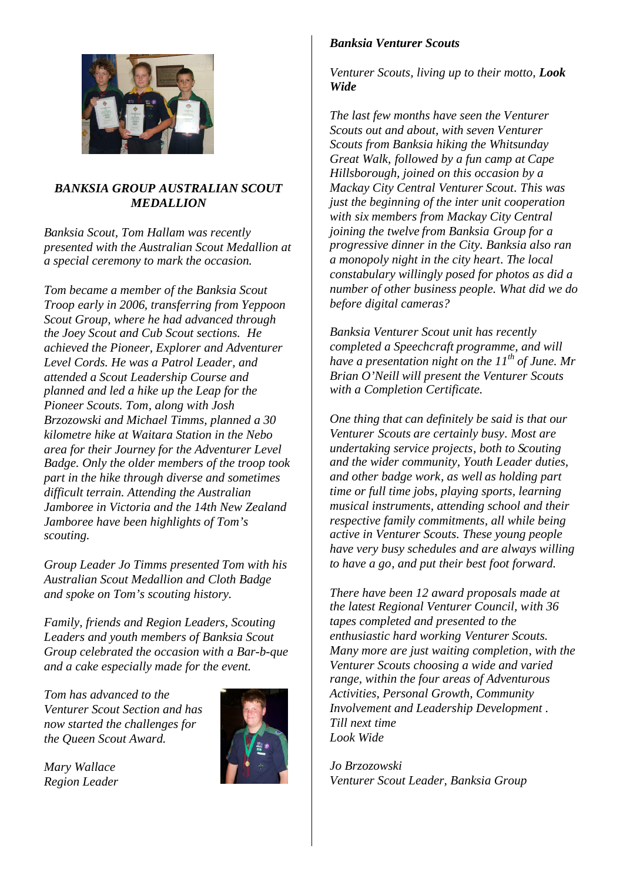### *BANKSIA GROUP AUSTRALIAN SCOUT MEDALLION*

*Banksia Scout, Tom Hallam was recently presented with the Australian Scout Medallion at a special ceremony to mark the occasion.*

*Tom became a member of the Banksia Scout Troop early in 2006, transferring from Yeppoon Scout Group, where he had advanced through the Joey Scout and Cub Scout sections. He achieved the Pioneer, Explorer and Adventurer Level Cords. He was a Patrol Leader, and attended a Scout Leadership Course and planned and led a hike up the Leap for the Pioneer Scouts. Tom, along with Josh Brzozowski and Michael Timms, planned a 30 kilometre hike at Waitara Station in the Nebo area for their Journey for the Adventurer Level Badge. Only the older members of the troop took part in the hike through diverse and sometimes difficult terrain. Attending the Australian Jamboree in Victoria and the 14th New Zealand Jamboree have been highlights of Tom's scouting.*

*Group Leader Jo Timms presented Tom with his Australian Scout Medallion and Cloth Badge and spoke on Tom's scouting history.*

*Family, friends and Region Leaders, Scouting Leaders and youth members of Banksia Scout Group celebrated the occasion with a Bar-b-que and a cake especially made for the event.*

*Tom has advanced to the Venturer Scout Section and has now started the challenges for the Queen Scout Award.*

*Mary Wallace*
*Region Leader*

### ***Banksia Venturer Scouts***

*Venturer Scouts, living up to their motto, **Look Wide***

*The last few months have seen the Venturer Scouts out and about, with seven Venturer Scouts from Banksia hiking the Whitsunday Great Walk, followed by a fun camp at Cape Hillsborough, joined on this occasion by a Mackay City Central Venturer Scout. This was just the beginning of the inter unit cooperation with six members from Mackay City Central joining the twelve from Banksia Group for a progressive dinner in the City. Banksia also ran a monopoly night in the city heart. The local constabulary willingly posed for photos as did a number of other business people. What did we do before digital cameras?*

*Banksia Venturer Scout unit has recently completed a Speechcraft programme, and will have a presentation night on the 11th of June. Mr Brian O'Neill will present the Venturer Scouts with a Completion Certificate.*

*One thing that can definitely be said is that our Venturer Scouts are certainly busy. Most are undertaking service projects, both to Scouting and the wider community, Youth Leader duties, and other badge work, as well as holding part time or full time jobs, playing sports, learning musical instruments, attending school and their respective family commitments, all while being active in Venturer Scouts. These young people have very busy schedules and are always willing to have a go, and put their best foot forward.*

*There have been 12 award proposals made at the latest Regional Venturer Council, with 36 tapes completed and presented to the enthusiastic hard working Venturer Scouts. Many more are just waiting completion, with the Venturer Scouts choosing a wide and varied range, within the four areas of Adventurous Activities, Personal Growth, Community Involvement and Leadership Development .*
*Till next time*
*Look Wide*

*Jo Brzozowski*
*Venturer Scout Leader, Banksia Group*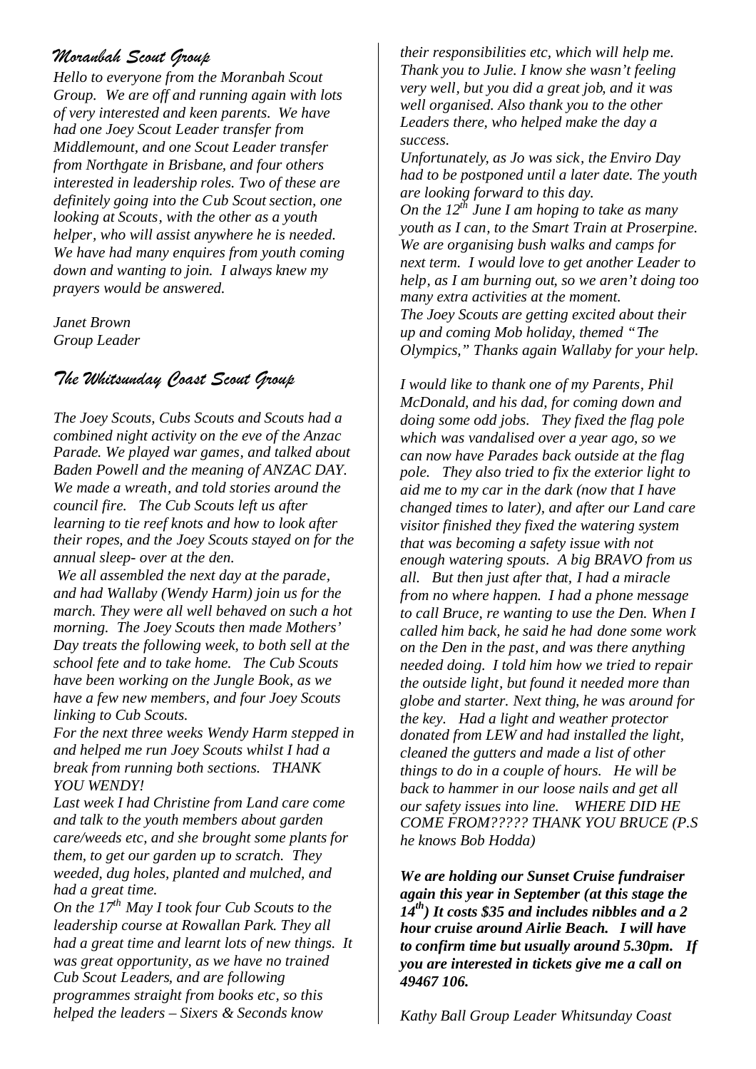## *Moranbah Scout Group*

*Hello to everyone from the Moranbah Scout Group. We are off and running again with lots of very interested and keen parents. We have had one Joey Scout Leader transfer from Middlemount, and one Scout Leader transfer from Northgate in Brisbane, and four others interested in leadership roles. Two of these are definitely going into the Cub Scout section, one looking at Scouts, with the other as a youth helper, who will assist anywhere he is needed. We have had many enquires from youth coming down and wanting to join. I always knew my prayers would be answered.*

*Janet Brown*
*Group Leader*

## *The Whitsunday Coast Scout Group*

*The Joey Scouts, Cubs Scouts and Scouts had a combined night activity on the eve of the Anzac Parade. We played war games, and talked about Baden Powell and the meaning of ANZAC DAY. We made a wreath, and told stories around the council fire. The Cub Scouts left us after learning to tie reef knots and how to look after their ropes, and the Joey Scouts stayed on for the annual sleep- over at the den.*

*We all assembled the next day at the parade, and had Wallaby (Wendy Harm) join us for the march. They were all well behaved on such a hot morning. The Joey Scouts then made Mothers' Day treats the following week, to both sell at the school fete and to take home. The Cub Scouts have been working on the Jungle Book, as we have a few new members, and four Joey Scouts linking to Cub Scouts.*

*For the next three weeks Wendy Harm stepped in and helped me run Joey Scouts whilst I had a break from running both sections. THANK YOU WENDY!*

*Last week I had Christine from Land care come and talk to the youth members about garden care/weeds etc, and she brought some plants for them, to get our garden up to scratch. They weeded, dug holes, planted and mulched, and had a great time.*

*On the 17th May I took four Cub Scouts to the leadership course at Rowallan Park. They all had a great time and learnt lots of new things. It was great opportunity, as we have no trained Cub Scout Leaders, and are following programmes straight from books etc, so this helped the leaders – Sixers & Seconds know their responsibilities etc, which will help me. Thank you to Julie. I know she wasn't feeling very well, but you did a great job, and it was well organised. Also thank you to the other Leaders there, who helped make the day a success.*

*Unfortunately, as Jo was sick, the Enviro Day had to be postponed until a later date. The youth are looking forward to this day.*

*On the 12th June I am hoping to take as many youth as I can, to the Smart Train at Proserpine. We are organising bush walks and camps for next term. I would love to get another Leader to help, as I am burning out, so we aren't doing too many extra activities at the moment.*

*The Joey Scouts are getting excited about their up and coming Mob holiday, themed "The Olympics," Thanks again Wallaby for your help.*

*I would like to thank one of my Parents, Phil McDonald, and his dad, for coming down and doing some odd jobs. They fixed the flag pole which was vandalised over a year ago, so we can now have Parades back outside at the flag pole. They also tried to fix the exterior light to aid me to my car in the dark (now that I have changed times to later), and after our Land care visitor finished they fixed the watering system that was becoming a safety issue with not enough watering spouts. A big BRAVO from us all. But then just after that, I had a miracle from no where happen. I had a phone message to call Bruce, re wanting to use the Den. When I called him back, he said he had done some work on the Den in the past, and was there anything needed doing. I told him how we tried to repair the outside light, but found it needed more than globe and starter. Next thing, he was around for the key. Had a light and weather protector donated from LEW and had installed the light, cleaned the gutters and made a list of other things to do in a couple of hours. He will be back to hammer in our loose nails and get all our safety issues into line. WHERE DID HE COME FROM????? THANK YOU BRUCE (P.S he knows Bob Hodda)*

***We are holding our Sunset Cruise fundraiser again this year in September (at this stage the 14th) It costs $35 and includes nibbles and a 2 hour cruise around Airlie Beach. I will have to confirm time but usually around 5.30pm. If you are interested in tickets give me a call on 49467 106.***

*Kathy Ball Group Leader Whitsunday Coast*